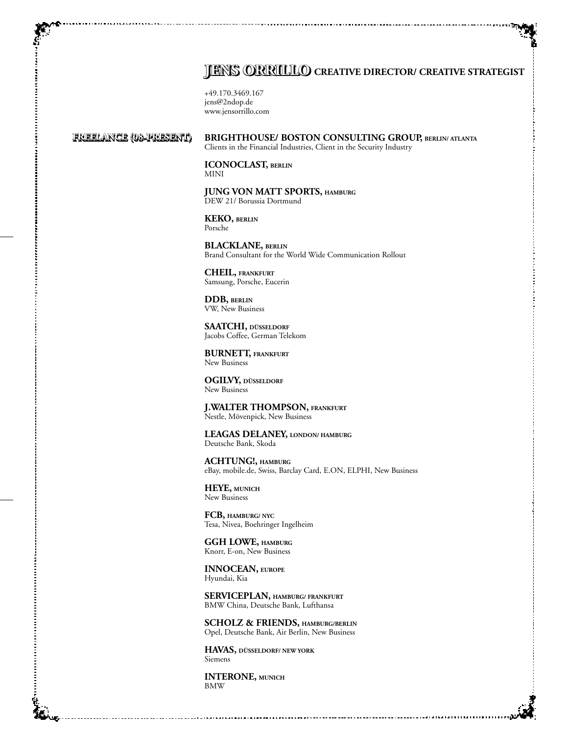# JENS ORRILLO CREATIVE DIRECTOR/ CREATIVE STRATEGIST

+49.170.3469.167
jens@2ndop.de
www.jensorrillo.com

## FREELANCE (08-PRESENT)

**BRIGHTHOUSE/ BOSTON CONSULTING GROUP, BERLIN/ ATLANTA**
Clients in the Financial Industries, Client in the Security Industry

**ICONOCLAST, BERLIN**
MINI

**JUNG VON MATT SPORTS, HAMBURG**
DEW 21/ Borussia Dortmund

**KEKO, BERLIN**
Porsche

**BLACKLANE, BERLIN**
Brand Consultant for the World Wide Communication Rollout

**CHEIL, FRANKFURT**
Samsung, Porsche, Eucerin

**DDB, BERLIN**
VW, New Business

**SAATCHI, DÜSSELDORF**
Jacobs Coffee, German Telekom

**BURNETT, FRANKFURT**
New Business

**OGILVY, DÜSSELDORF**
New Business

**J.WALTER THOMPSON, FRANKFURT**
Nestle, Mövenpick, New Business

**LEAGAS DELANEY, LONDON/ HAMBURG**
Deutsche Bank, Skoda

**ACHTUNG!, HAMBURG**
eBay, mobile.de, Swiss, Barclay Card, E.ON, ELPHI, New Business

**HEYE, MUNICH**
New Business

**FCB, HAMBURG/ NYC**
Tesa, Nivea, Boehringer Ingelheim

**GGH LOWE, HAMBURG**
Knorr, E-on, New Business

**INNOCEAN, EUROPE**
Hyundai, Kia

**SERVICEPLAN, HAMBURG/ FRANKFURT**
BMW China, Deutsche Bank, Lufthansa

**SCHOLZ & FRIENDS, HAMBURG/BERLIN**
Opel, Deutsche Bank, Air Berlin, New Business

**HAVAS, DÜSSELDORF/ NEW YORK**
Siemens

**INTERONE, MUNICH**
BMW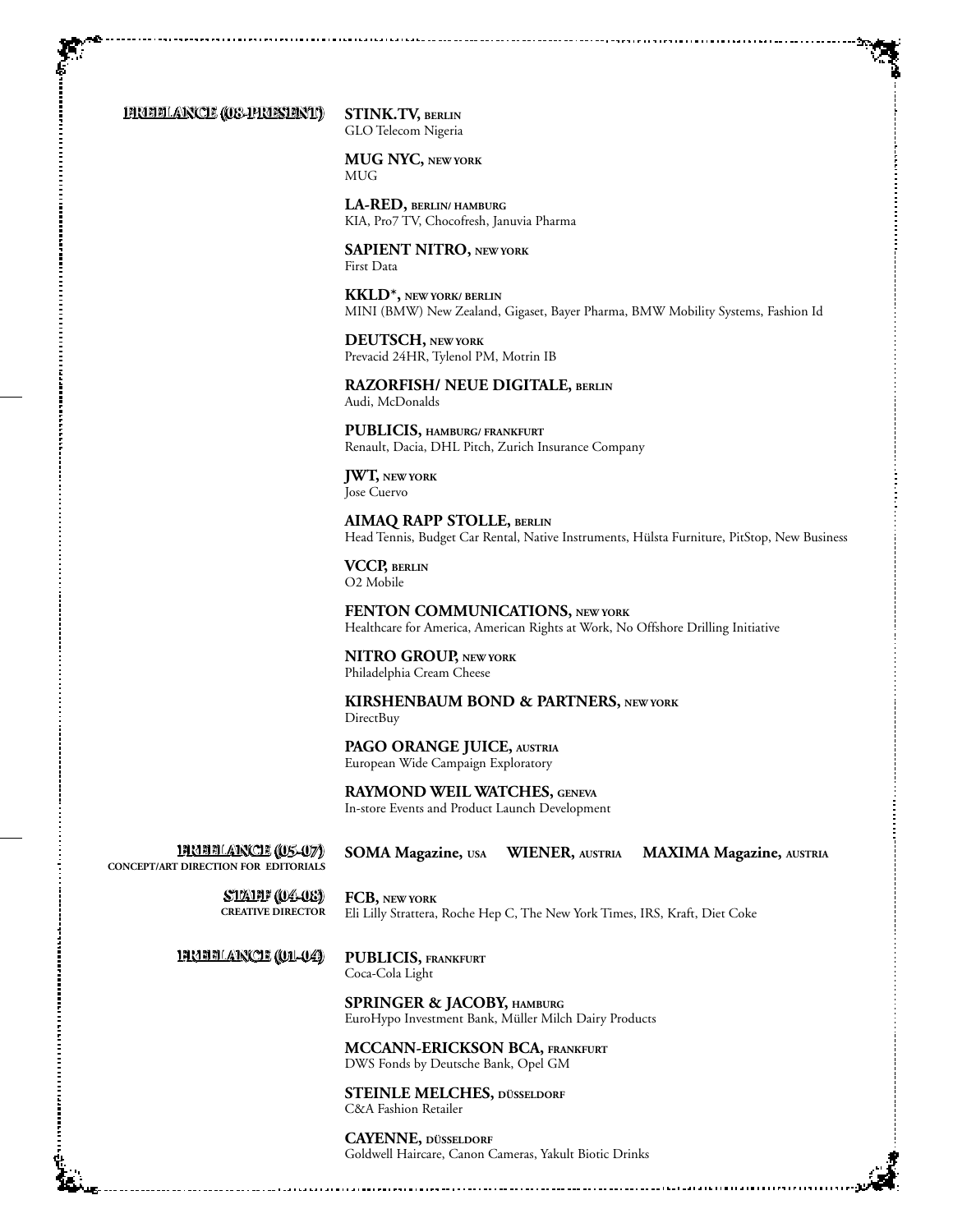## FREELANCE (08-PRESENT)

**STINK.TV, BERLIN**
GLO Telecom Nigeria

**MUG NYC, NEW YORK**
MUG

**LA-RED, BERLIN/ HAMBURG**
KIA, Pro7 TV, Chocofresh, Januvia Pharma

**SAPIENT NITRO, NEW YORK**
First Data

**KKLD*, NEW YORK/ BERLIN**
MINI (BMW) New Zealand, Gigaset, Bayer Pharma, BMW Mobility Systems, Fashion Id

**DEUTSCH, NEW YORK**
Prevacid 24HR, Tylenol PM, Motrin IB

**RAZORFISH/ NEUE DIGITALE, BERLIN**
Audi, McDonalds

**PUBLICIS, HAMBURG/ FRANKFURT**
Renault, Dacia, DHL Pitch, Zurich Insurance Company

**JWT, NEW YORK**
Jose Cuervo

**AIMAQ RAPP STOLLE, BERLIN**
Head Tennis, Budget Car Rental, Native Instruments, Hülsta Furniture, PitStop, New Business

**VCCP, BERLIN**
O2 Mobile

**FENTON COMMUNICATIONS, NEW YORK**
Healthcare for America, American Rights at Work, No Offshore Drilling Initiative

**NITRO GROUP, NEW YORK**
Philadelphia Cream Cheese

**KIRSHENBAUM BOND & PARTNERS, NEW YORK**
DirectBuy

**PAGO ORANGE JUICE, AUSTRIA**
European Wide Campaign Exploratory

**RAYMOND WEIL WATCHES, GENEVA**
In-store Events and Product Launch Development

## FREELANCE (05-07)
**CONCEPT/ART DIRECTION FOR EDITORIALS**

**SOMA Magazine, USA** **WIENER, AUSTRIA** **MAXIMA Magazine, AUSTRIA**

## STAFF (04-08)
**CREATIVE DIRECTOR**

**FCB, NEW YORK**
Eli Lilly Strattera, Roche Hep C, The New York Times, IRS, Kraft, Diet Coke

## FREELANCE (01-04)

**PUBLICIS, FRANKFURT**
Coca-Cola Light

**SPRINGER & JACOBY, HAMBURG**
EuroHypo Investment Bank, Müller Milch Dairy Products

**MCCANN-ERICKSON BCA, FRANKFURT**
DWS Fonds by Deutsche Bank, Opel GM

**STEINLE MELCHES, DÜSSELDORF**
C&A Fashion Retailer

**CAYENNE, DÜSSELDORF**
Goldwell Haircare, Canon Cameras, Yakult Biotic Drinks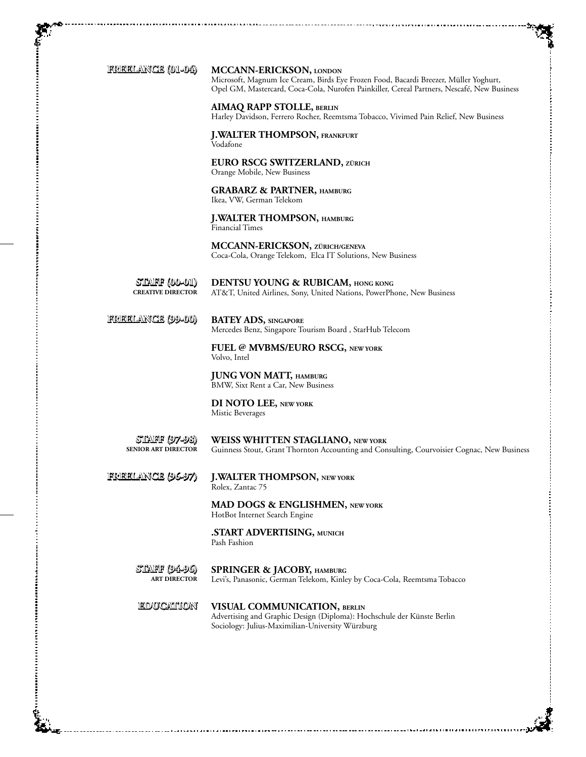**FREELANCE (01-04)**

**MCCANN-ERICKSON, LONDON**
Microsoft, Magnum Ice Cream, Birds Eye Frozen Food, Bacardi Breezer, Müller Yoghurt, Opel GM, Mastercard, Coca-Cola, Nurofen Painkiller, Cereal Partners, Nescafé, New Business

**AIMAQ RAPP STOLLE, BERLIN**
Harley Davidson, Ferrero Rocher, Reemtsma Tobacco, Vivimed Pain Relief, New Business

**J.WALTER THOMPSON, FRANKFURT**
Vodafone

**EURO RSCG SWITZERLAND, ZÜRICH**
Orange Mobile, New Business

**GRABARZ & PARTNER, HAMBURG**
Ikea, VW, German Telekom

**J.WALTER THOMPSON, HAMBURG**
Financial Times

**MCCANN-ERICKSON, ZÜRICH/GENEVA**
Coca-Cola, Orange Telekom, Elca IT Solutions, New Business

**STAFF (00-01)**
**CREATIVE DIRECTOR**

**DENTSU YOUNG & RUBICAM, HONG KONG**
AT&T, United Airlines, Sony, United Nations, PowerPhone, New Business

**FREELANCE (99-00)**

**BATEY ADS, SINGAPORE**
Mercedes Benz, Singapore Tourism Board , StarHub Telecom

**FUEL @ MVBMS/EURO RSCG, NEW YORK**
Volvo, Intel

**JUNG VON MATT, HAMBURG**
BMW, Sixt Rent a Car, New Business

**DI NOTO LEE, NEW YORK**
Mistic Beverages

**STAFF (97-98)**
**SENIOR ART DIRECTOR**

**WEISS WHITTEN STAGLIANO, NEW YORK**
Guinness Stout, Grant Thornton Accounting and Consulting, Courvoisier Cognac, New Business

**FREELANCE (96-97)**

**J.WALTER THOMPSON, NEW YORK**
Rolex, Zantac 75

**MAD DOGS & ENGLISHMEN, NEW YORK**
HotBot Internet Search Engine

**.START ADVERTISING, MUNICH**
Pash Fashion

**STAFF (94-96)**
**ART DIRECTOR**

**SPRINGER & JACOBY, HAMBURG**
Levi's, Panasonic, German Telekom, Kinley by Coca-Cola, Reemtsma Tobacco

**EDUCATION**

**VISUAL COMMUNICATION, BERLIN**
Advertising and Graphic Design (Diploma): Hochschule der Künste Berlin
Sociology: Julius-Maximilian-University Würzburg